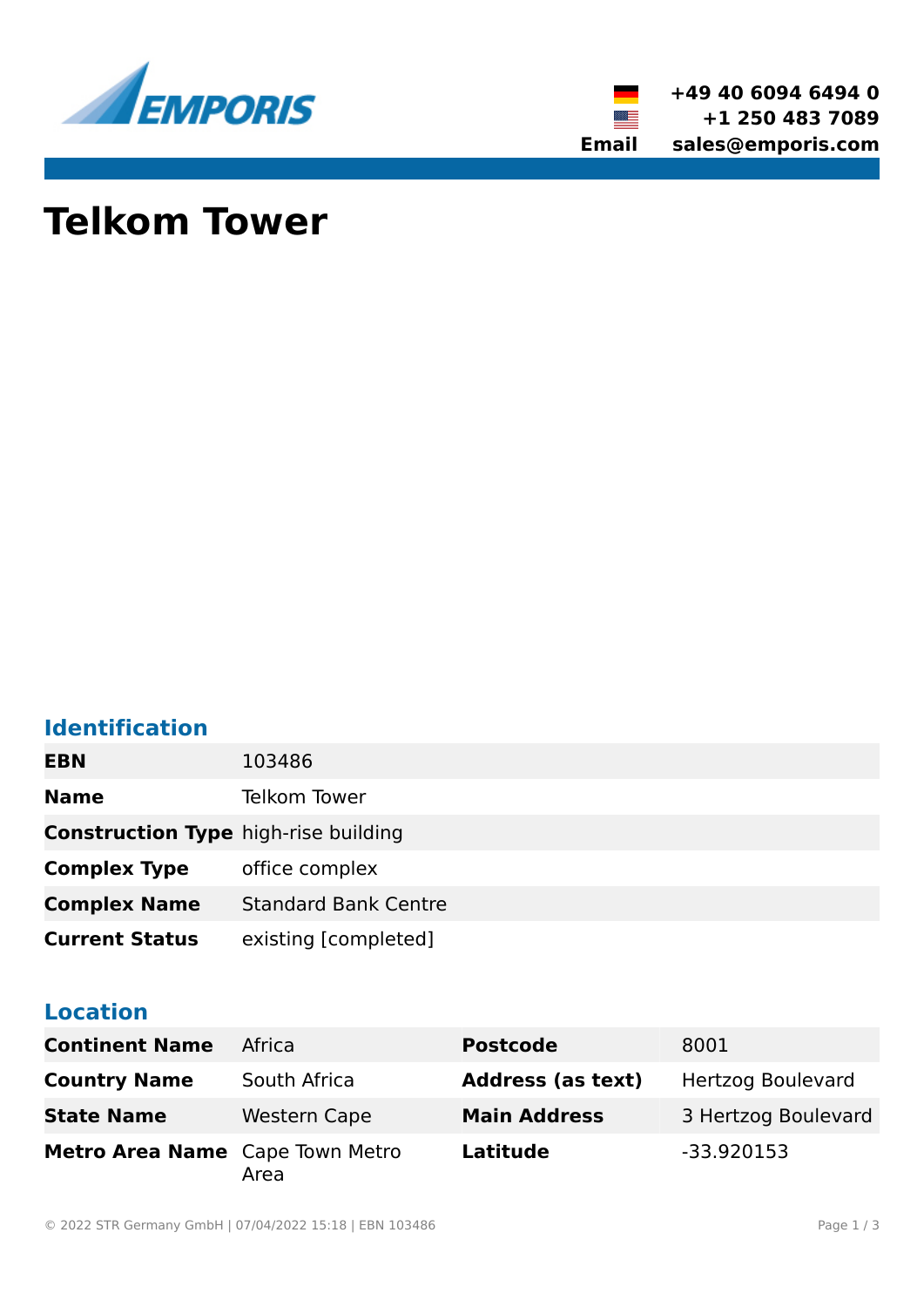EMPORIS

+49 40 6094 6494 0
+1 250 483 7089
Email sales@emporis.com

# Telkom Tower

## Identification

| | |
|---|---|
| **EBN** | 103486 |
| **Name** | Telkom Tower |
| **Construction Type** | high-rise building |
| **Complex Type** | office complex |
| **Complex Name** | Standard Bank Centre |
| **Current Status** | existing [completed] |

## Location

| | | | |
|---|---|---|---|
| **Continent Name** | Africa | **Postcode** | 8001 |
| **Country Name** | South Africa | **Address (as text)** | Hertzog Boulevard |
| **State Name** | Western Cape | **Main Address** | 3 Hertzog Boulevard |
| **Metro Area Name** | Cape Town Metro Area | **Latitude** | -33.920153 |

© 2022 STR Germany GmbH | 07/04/2022 15:18 | EBN 103486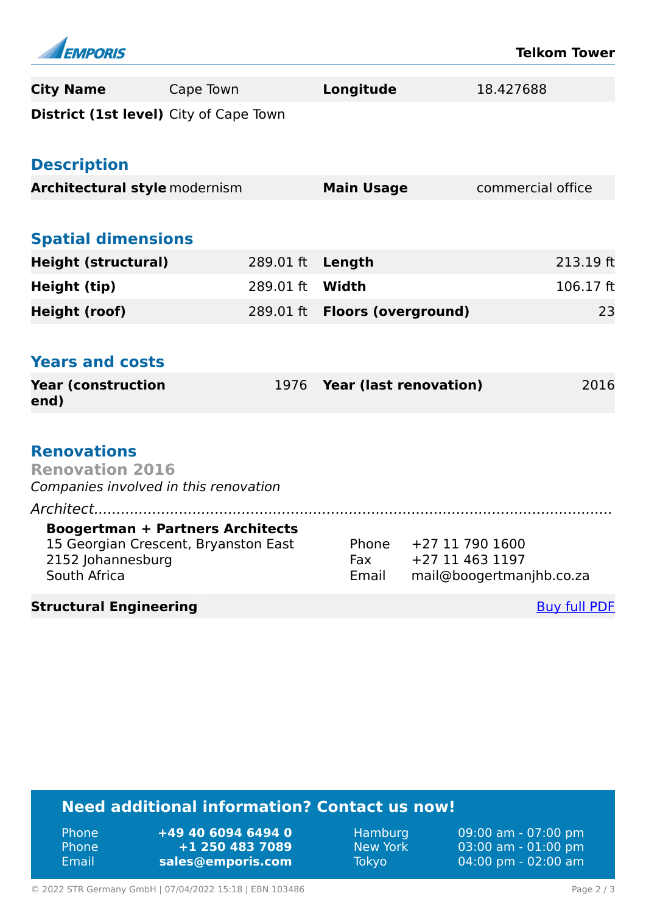| City Name | Cape Town | Longitude | 18.427688 |
|---|---|---|---|
| District (1st level) | City of Cape Town | | |

## Description

| Architectural style | modernism | Main Usage | commercial office |
|---|---|---|---|

## Spatial dimensions

| Height (structural) | 289.01 ft | Length | 213.19 ft |
|---|---|---|---|
| Height (tip) | 289.01 ft | Width | 106.17 ft |
| Height (roof) | 289.01 ft | Floors (overground) | 23 |

## Years and costs

| Year (construction end) | 1976 | Year (last renovation) | 2016 |
|---|---|---|---|

## Renovations

### Renovation 2016

*Companies involved in this renovation*

*Architect*

**Boogertman + Partners Architects**
15 Georgian Crescent, Bryanston East
2152 Johannesburg
South Africa

Phone +27 11 790 1600
Fax +27 11 463 1197
Email mail@boogertmanjhb.co.za

**Structural Engineering** Buy full PDF

## Need additional information? Contact us now!

| | | | |
|---|---|---|---|
| Phone | **+49 40 6094 6494 0** | Hamburg | 09:00 am - 07:00 pm |
| Phone | **+1 250 483 7089** | New York | 03:00 am - 01:00 pm |
| Email | **sales@emporis.com** | Tokyo | 04:00 pm - 02:00 am |

© 2022 STR Germany GmbH | 07/04/2022 15:18 | EBN 103486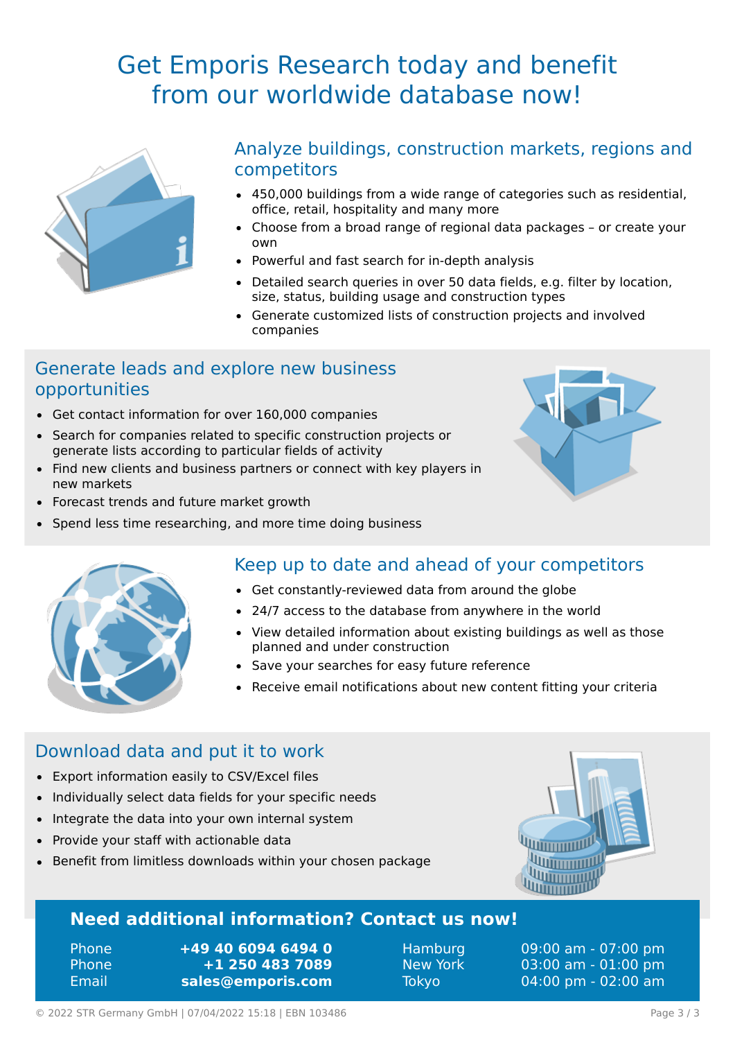# Get Emporis Research today and benefit from our worldwide database now!

## Analyze buildings, construction markets, regions and competitors

- 450,000 buildings from a wide range of categories such as residential, office, retail, hospitality and many more
- Choose from a broad range of regional data packages – or create your own
- Powerful and fast search for in-depth analysis
- Detailed search queries in over 50 data fields, e.g. filter by location, size, status, building usage and construction types
- Generate customized lists of construction projects and involved companies

## Generate leads and explore new business opportunities

- Get contact information for over 160,000 companies
- Search for companies related to specific construction projects or generate lists according to particular fields of activity
- Find new clients and business partners or connect with key players in new markets
- Forecast trends and future market growth
- Spend less time researching, and more time doing business

## Keep up to date and ahead of your competitors

- Get constantly-reviewed data from around the globe
- 24/7 access to the database from anywhere in the world
- View detailed information about existing buildings as well as those planned and under construction
- Save your searches for easy future reference
- Receive email notifications about new content fitting your criteria

## Download data and put it to work

- Export information easily to CSV/Excel files
- Individually select data fields for your specific needs
- Integrate the data into your own internal system
- Provide your staff with actionable data
- Benefit from limitless downloads within your chosen package

## Need additional information? Contact us now!

| | | | |
|---|---|---|---|
| Phone | **+49 40 6094 6494 0** | Hamburg | 09:00 am - 07:00 pm |
| Phone | **+1 250 483 7089** | New York | 03:00 am - 01:00 pm |
| Email | **sales@emporis.com** | Tokyo | 04:00 pm - 02:00 am |

© 2022 STR Germany GmbH | 07/04/2022 15:18 | EBN 103486